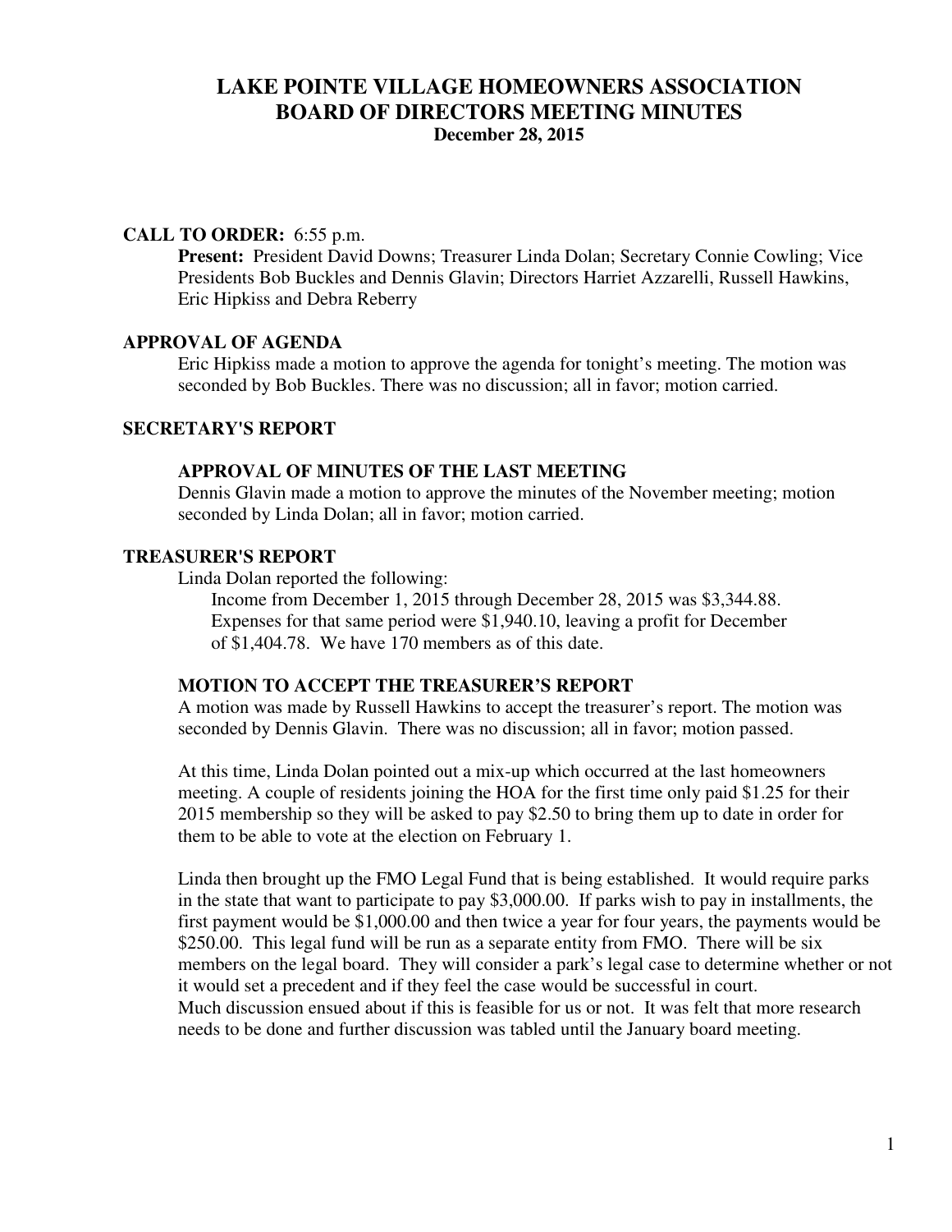# LAKE POINTE VILLAGE HOMEOWNERS ASSOCIATION
# BOARD OF DIRECTORS MEETING MINUTES

**December 28, 2015**

## CALL TO ORDER: 6:55 p.m.

**Present:** President David Downs; Treasurer Linda Dolan; Secretary Connie Cowling; Vice Presidents Bob Buckles and Dennis Glavin; Directors Harriet Azzarelli, Russell Hawkins, Eric Hipkiss and Debra Reberry

## APPROVAL OF AGENDA

Eric Hipkiss made a motion to approve the agenda for tonight's meeting. The motion was seconded by Bob Buckles. There was no discussion; all in favor; motion carried.

## SECRETARY'S REPORT

### APPROVAL OF MINUTES OF THE LAST MEETING

Dennis Glavin made a motion to approve the minutes of the November meeting; motion seconded by Linda Dolan; all in favor; motion carried.

## TREASURER'S REPORT

Linda Dolan reported the following:

Income from December 1, 2015 through December 28, 2015 was $3,344.88. Expenses for that same period were $1,940.10, leaving a profit for December of $1,404.78. We have 170 members as of this date.

### MOTION TO ACCEPT THE TREASURER'S REPORT

A motion was made by Russell Hawkins to accept the treasurer's report. The motion was seconded by Dennis Glavin. There was no discussion; all in favor; motion passed.

At this time, Linda Dolan pointed out a mix-up which occurred at the last homeowners meeting. A couple of residents joining the HOA for the first time only paid $1.25 for their 2015 membership so they will be asked to pay $2.50 to bring them up to date in order for them to be able to vote at the election on February 1.

Linda then brought up the FMO Legal Fund that is being established. It would require parks in the state that want to participate to pay $3,000.00. If parks wish to pay in installments, the first payment would be $1,000.00 and then twice a year for four years, the payments would be $250.00. This legal fund will be run as a separate entity from FMO. There will be six members on the legal board. They will consider a park's legal case to determine whether or not it would set a precedent and if they feel the case would be successful in court.
Much discussion ensued about if this is feasible for us or not. It was felt that more research needs to be done and further discussion was tabled until the January board meeting.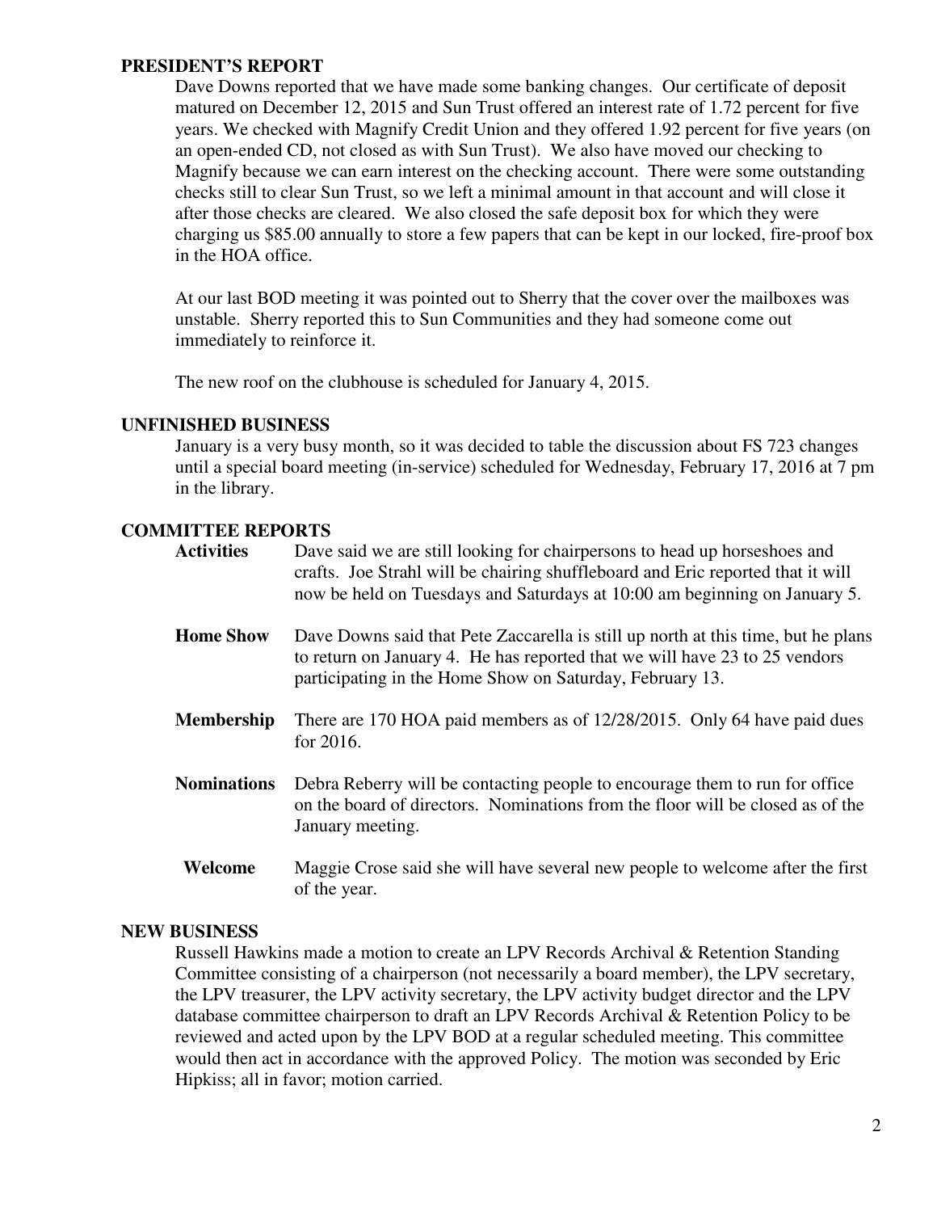**PRESIDENT'S REPORT**

Dave Downs reported that we have made some banking changes. Our certificate of deposit matured on December 12, 2015 and Sun Trust offered an interest rate of 1.72 percent for five years. We checked with Magnify Credit Union and they offered 1.92 percent for five years (on an open-ended CD, not closed as with Sun Trust). We also have moved our checking to Magnify because we can earn interest on the checking account. There were some outstanding checks still to clear Sun Trust, so we left a minimal amount in that account and will close it after those checks are cleared. We also closed the safe deposit box for which they were charging us $85.00 annually to store a few papers that can be kept in our locked, fire-proof box in the HOA office.

At our last BOD meeting it was pointed out to Sherry that the cover over the mailboxes was unstable. Sherry reported this to Sun Communities and they had someone come out immediately to reinforce it.

The new roof on the clubhouse is scheduled for January 4, 2015.

**UNFINISHED BUSINESS**

January is a very busy month, so it was decided to table the discussion about FS 723 changes until a special board meeting (in-service) scheduled for Wednesday, February 17, 2016 at 7 pm in the library.

**COMMITTEE REPORTS**

**Activities** Dave said we are still looking for chairpersons to head up horseshoes and crafts. Joe Strahl will be chairing shuffleboard and Eric reported that it will now be held on Tuesdays and Saturdays at 10:00 am beginning on January 5.

**Home Show** Dave Downs said that Pete Zaccarella is still up north at this time, but he plans to return on January 4. He has reported that we will have 23 to 25 vendors participating in the Home Show on Saturday, February 13.

**Membership** There are 170 HOA paid members as of 12/28/2015. Only 64 have paid dues for 2016.

**Nominations** Debra Reberry will be contacting people to encourage them to run for office on the board of directors. Nominations from the floor will be closed as of the January meeting.

**Welcome** Maggie Crose said she will have several new people to welcome after the first of the year.

**NEW BUSINESS**

Russell Hawkins made a motion to create an LPV Records Archival & Retention Standing Committee consisting of a chairperson (not necessarily a board member), the LPV secretary, the LPV treasurer, the LPV activity secretary, the LPV activity budget director and the LPV database committee chairperson to draft an LPV Records Archival & Retention Policy to be reviewed and acted upon by the LPV BOD at a regular scheduled meeting. This committee would then act in accordance with the approved Policy. The motion was seconded by Eric Hipkiss; all in favor; motion carried.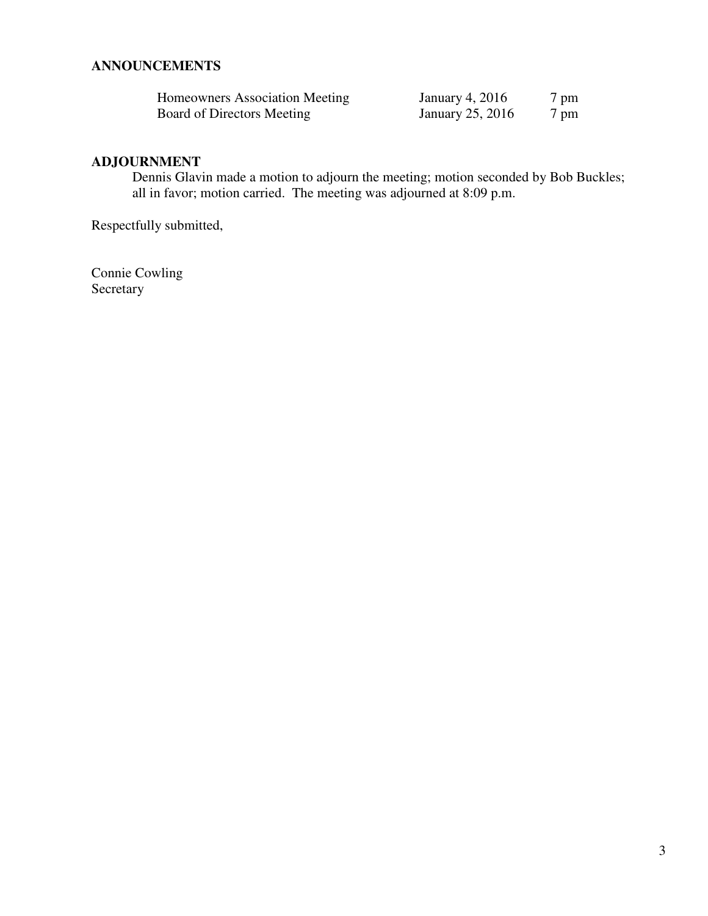**ANNOUNCEMENTS**

| | | |
|---|---|---|
| Homeowners Association Meeting | January 4, 2016 | 7 pm |
| Board of Directors Meeting | January 25, 2016 | 7 pm |

**ADJOURNMENT**

Dennis Glavin made a motion to adjourn the meeting; motion seconded by Bob Buckles; all in favor; motion carried. The meeting was adjourned at 8:09 p.m.

Respectfully submitted,

Connie Cowling
Secretary